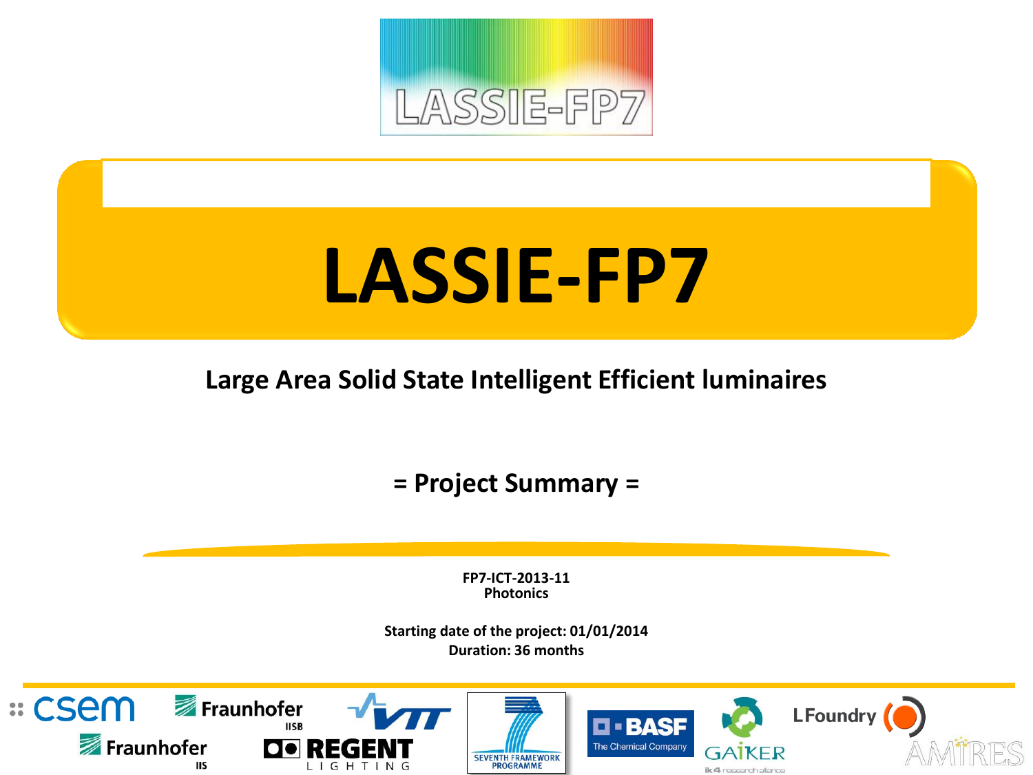# LASSIE-FP7

## Large Area Solid State Intelligent Efficient luminaires

### = Project Summary =

**FP7-ICT-2013-11**
**Photonics**

**Starting date of the project: 01/01/2014**
**Duration: 36 months**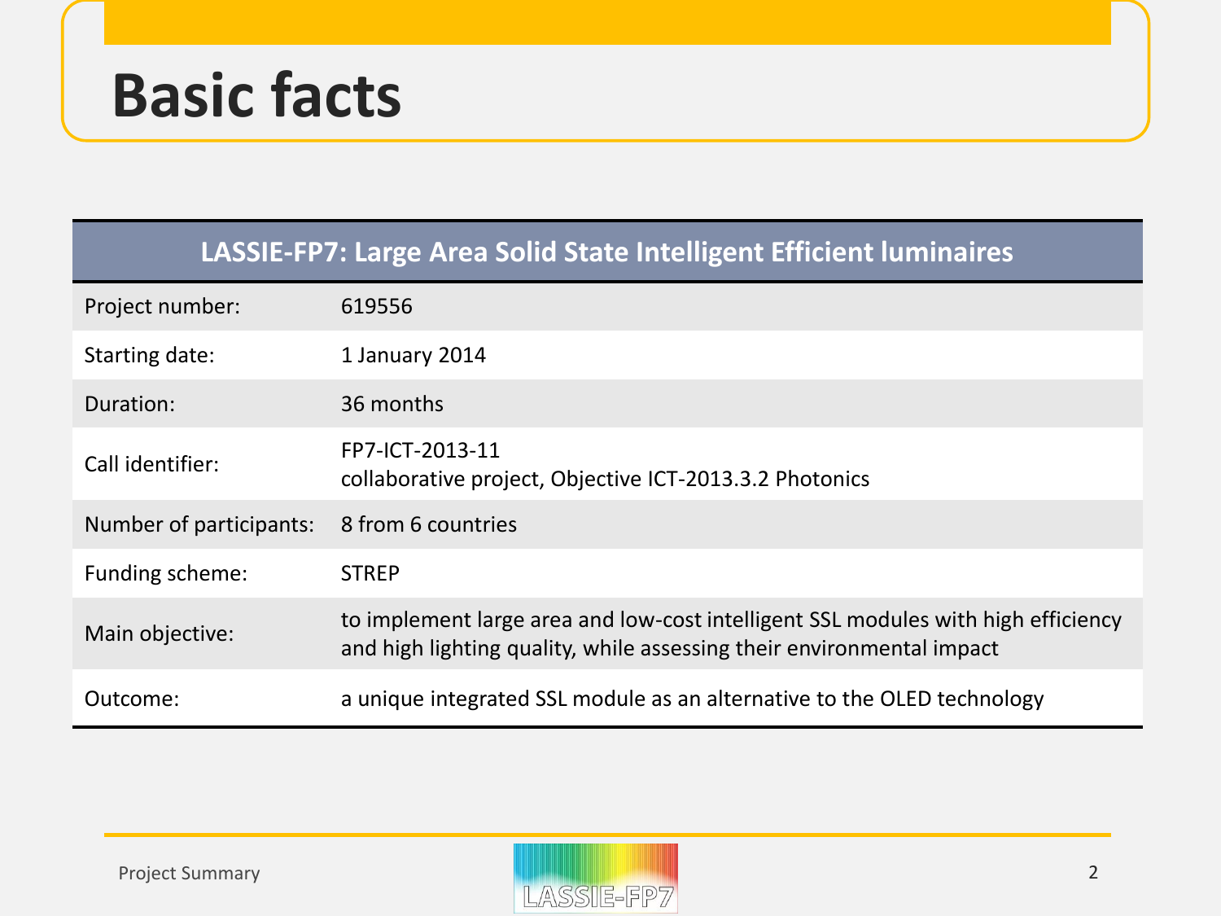# Basic facts

| LASSIE-FP7: Large Area Solid State Intelligent Efficient luminaires | |
|---|---|
| Project number: | 619556 |
| Starting date: | 1 January 2014 |
| Duration: | 36 months |
| Call identifier: | FP7-ICT-2013-11<br>collaborative project, Objective ICT-2013.3.2 Photonics |
| Number of participants: | 8 from 6 countries |
| Funding scheme: | STREP |
| Main objective: | to implement large area and low-cost intelligent SSL modules with high efficiency and high lighting quality, while assessing their environmental impact |
| Outcome: | a unique integrated SSL module as an alternative to the OLED technology |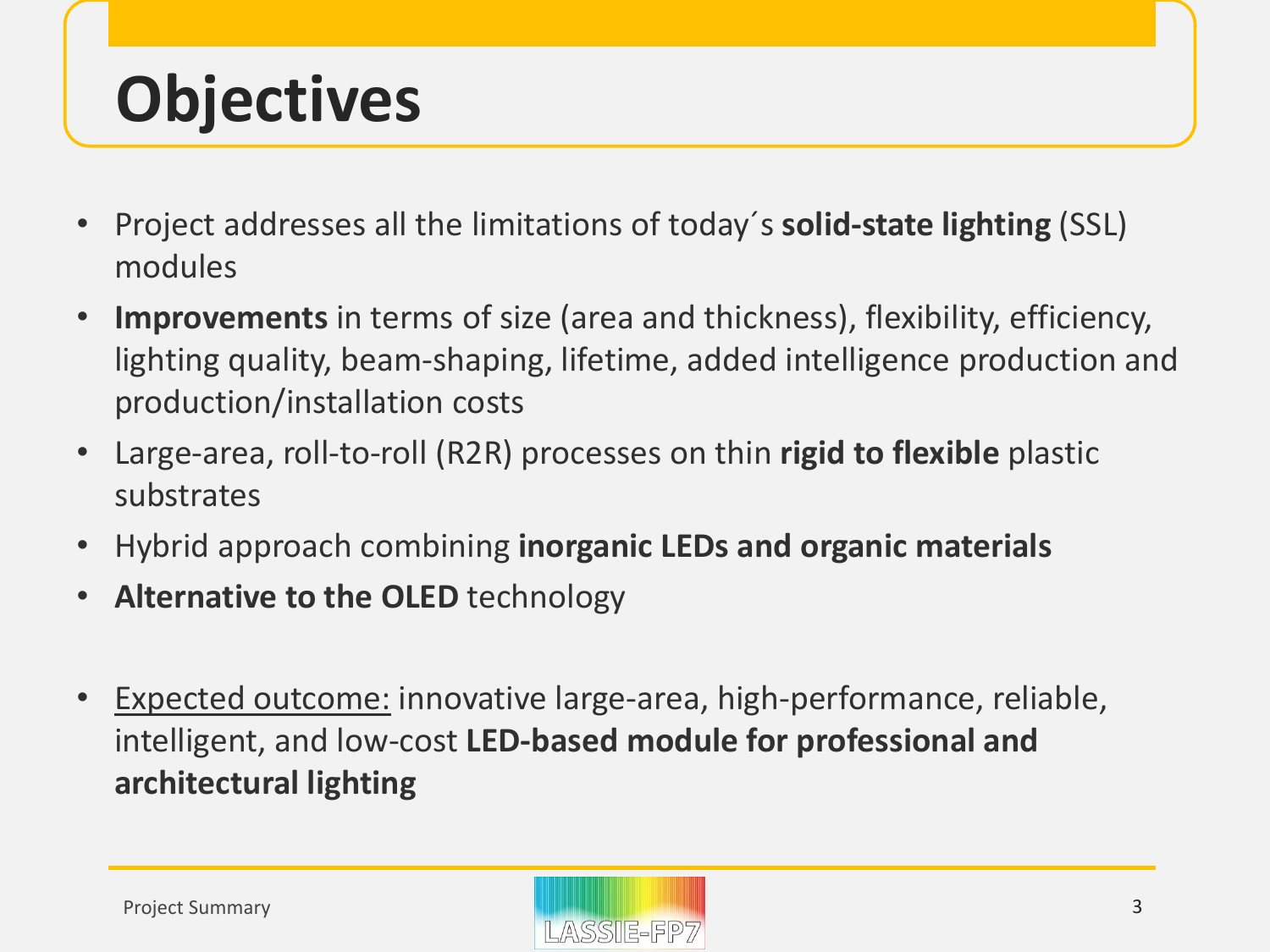# Objectives

- Project addresses all the limitations of today´s **solid-state lighting** (SSL) modules
- **Improvements** in terms of size (area and thickness), flexibility, efficiency, lighting quality, beam-shaping, lifetime, added intelligence production and production/installation costs
- Large-area, roll-to-roll (R2R) processes on thin **rigid to flexible** plastic substrates
- Hybrid approach combining **inorganic LEDs and organic materials**
- **Alternative to the OLED** technology

- Expected outcome: innovative large-area, high-performance, reliable, intelligent, and low-cost **LED-based module for professional and architectural lighting**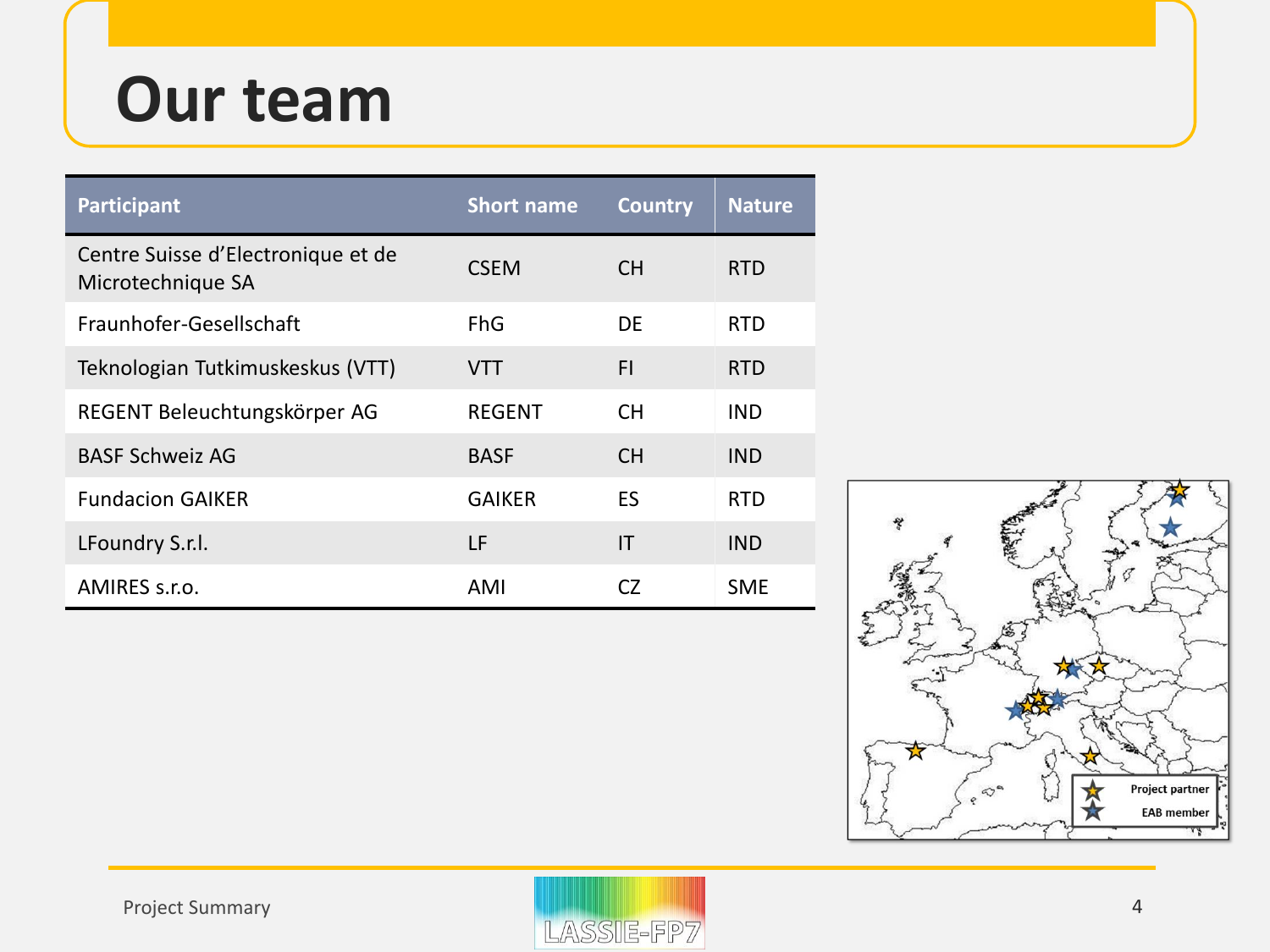# Our team

| Participant | Short name | Country | Nature |
|---|---|---|---|
| Centre Suisse d'Electronique et de Microtechnique SA | CSEM | CH | RTD |
| Fraunhofer-Gesellschaft | FhG | DE | RTD |
| Teknologian Tutkimuskeskus (VTT) | VTT | FI | RTD |
| REGENT Beleuchtungskörper AG | REGENT | CH | IND |
| BASF Schweiz AG | BASF | CH | IND |
| Fundacion GAIKER | GAIKER | ES | RTD |
| LFoundry S.r.l. | LF | IT | IND |
| AMIRES s.r.o. | AMI | CZ | SME |

Project partner

EAB member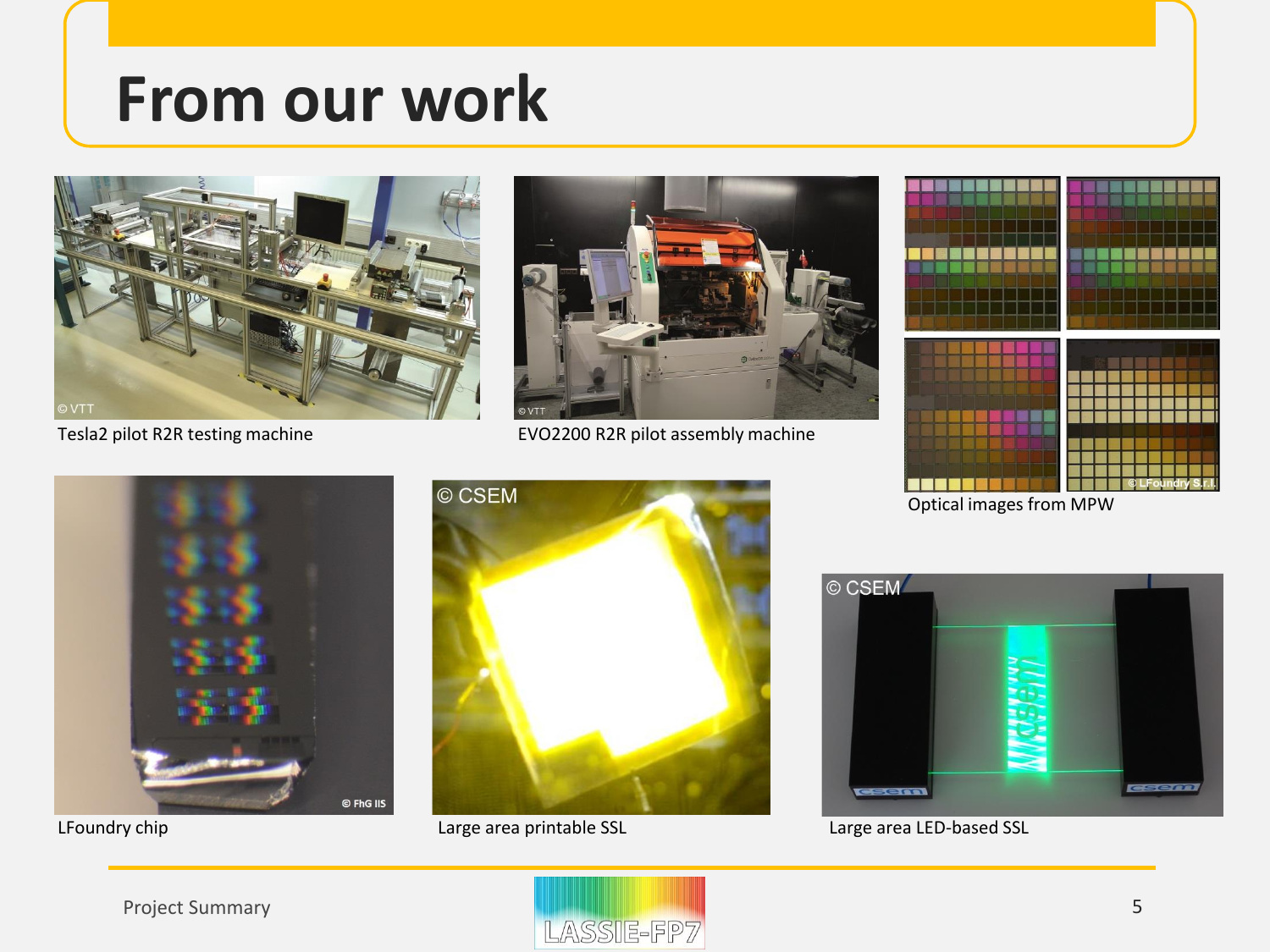# From our work

Tesla2 pilot R2R testing machine

EVO2200 R2R pilot assembly machine

Optical images from MPW

LFoundry chip

Large area printable SSL

Large area LED-based SSL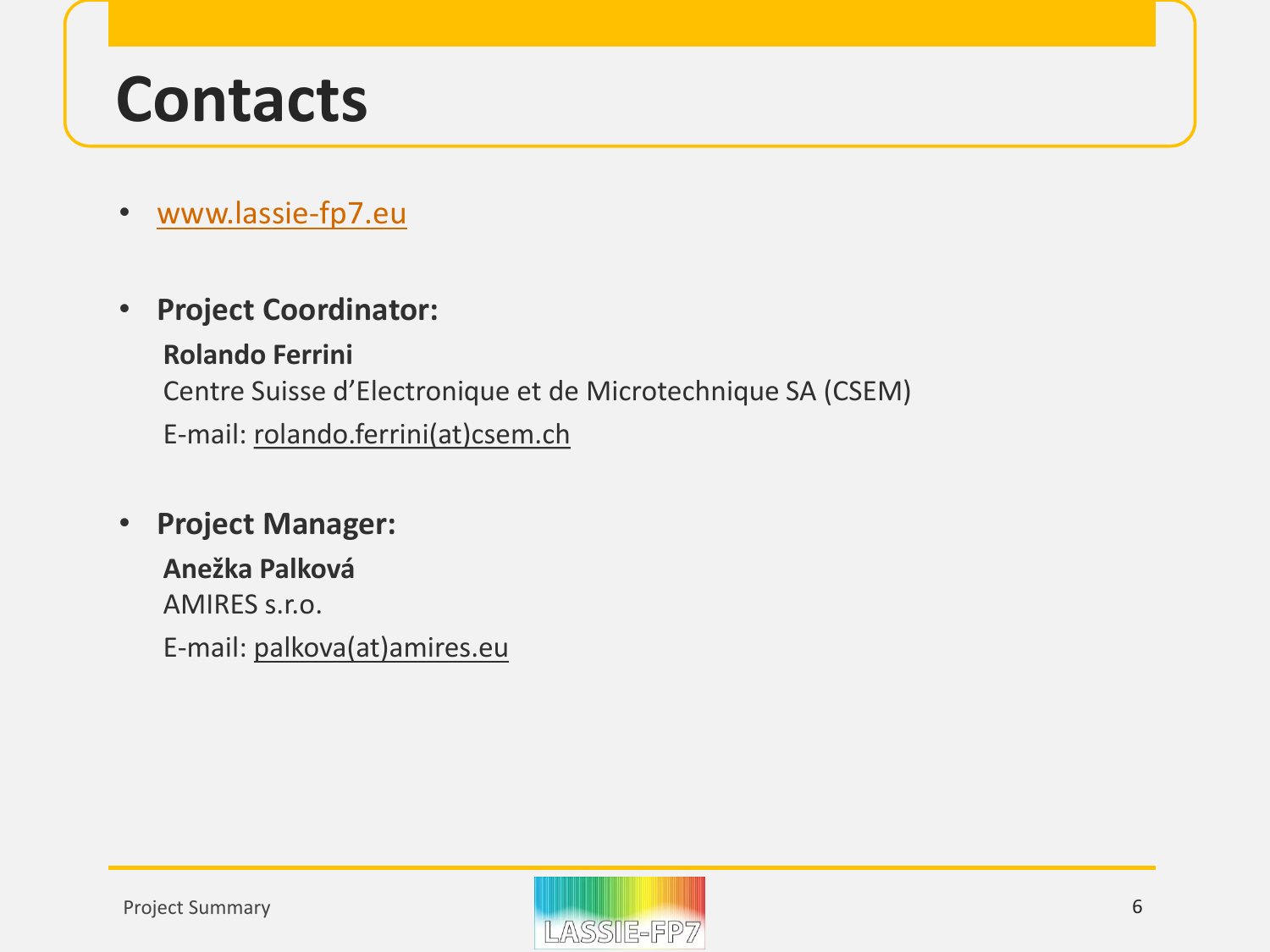# Contacts

- [www.lassie-fp7.eu](http://www.lassie-fp7.eu)

- **Project Coordinator:**

  **Rolando Ferrini**

  Centre Suisse d'Electronique et de Microtechnique SA (CSEM)

  E-mail: rolando.ferrini(at)csem.ch

- **Project Manager:**

  **Anežka Palková**

  AMIRES s.r.o.

  E-mail: palkova(at)amires.eu